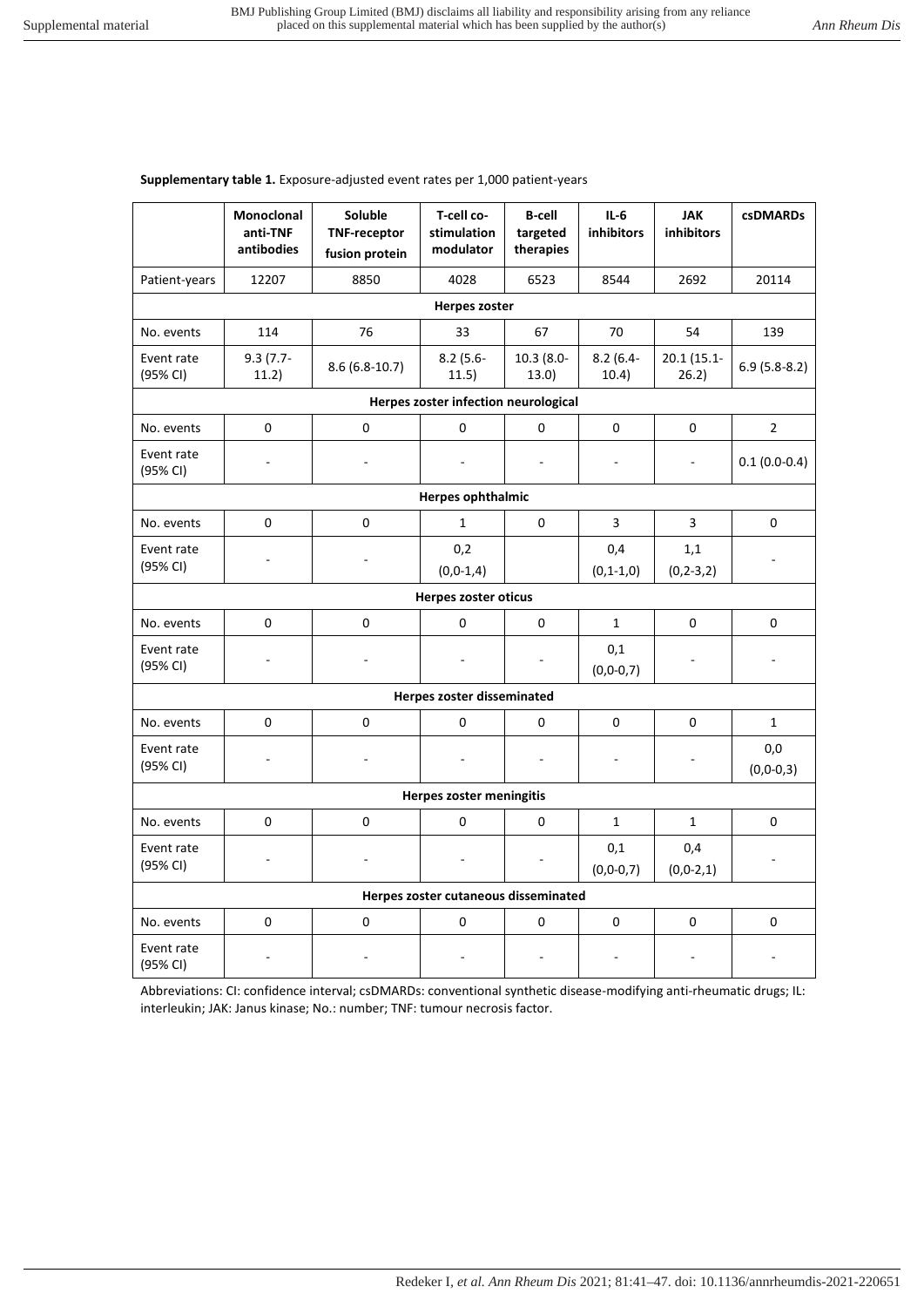**Supplementary table 1.** Exposure-adjusted event rates per 1,000 patient-years

| | Monoclonal anti-TNF antibodies | Soluble TNF-receptor fusion protein | T-cell co-stimulation modulator | B-cell targeted therapies | IL-6 inhibitors | JAK inhibitors | csDMARDs |
|---|---|---|---|---|---|---|---|
| Patient-years | 12207 | 8850 | 4028 | 6523 | 8544 | 2692 | 20114 |
| **Herpes zoster** | | | | | | | |
| No. events | 114 | 76 | 33 | 67 | 70 | 54 | 139 |
| Event rate (95% CI) | 9.3 (7.7-11.2) | 8.6 (6.8-10.7) | 8.2 (5.6-11.5) | 10.3 (8.0-13.0) | 8.2 (6.4-10.4) | 20.1 (15.1-26.2) | 6.9 (5.8-8.2) |
| **Herpes zoster infection neurological** | | | | | | | |
| No. events | 0 | 0 | 0 | 0 | 0 | 0 | 2 |
| Event rate (95% CI) | - | - | - | - | - | - | 0.1 (0.0-0.4) |
| **Herpes ophthalmic** | | | | | | | |
| No. events | 0 | 0 | 1 | 0 | 3 | 3 | 0 |
| Event rate (95% CI) | - | - | 0,2 (0,0-1,4) | | 0,4 (0,1-1,0) | 1,1 (0,2-3,2) | - |
| **Herpes zoster oticus** | | | | | | | |
| No. events | 0 | 0 | 0 | 0 | 1 | 0 | 0 |
| Event rate (95% CI) | - | - | - | - | 0,1 (0,0-0,7) | - | - |
| **Herpes zoster disseminated** | | | | | | | |
| No. events | 0 | 0 | 0 | 0 | 0 | 0 | 1 |
| Event rate (95% CI) | - | - | - | - | - | - | 0,0 (0,0-0,3) |
| **Herpes zoster meningitis** | | | | | | | |
| No. events | 0 | 0 | 0 | 0 | 1 | 1 | 0 |
| Event rate (95% CI) | - | - | - | - | 0,1 (0,0-0,7) | 0,4 (0,0-2,1) | - |
| **Herpes zoster cutaneous disseminated** | | | | | | | |
| No. events | 0 | 0 | 0 | 0 | 0 | 0 | 0 |
| Event rate (95% CI) | - | - | - | - | - | - | - |

Abbreviations: CI: confidence interval; csDMARDs: conventional synthetic disease-modifying anti-rheumatic drugs; IL: interleukin; JAK: Janus kinase; No.: number; TNF: tumour necrosis factor.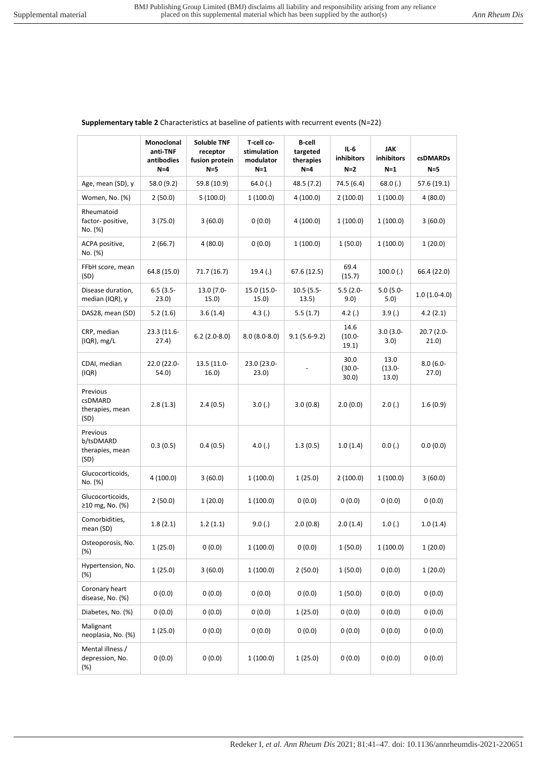**Supplementary table 2** Characteristics at baseline of patients with recurrent events (N=22)

| | Monoclonal anti-TNF antibodies N=4 | Soluble TNF receptor fusion protein N=5 | T-cell co-stimulation modulator N=1 | B-cell targeted therapies N=4 | IL-6 inhibitors N=2 | JAK inhibitors N=1 | csDMARDs N=5 |
|---|---|---|---|---|---|---|---|
| Age, mean (SD), y | 58.0 (9.2) | 59.8 (10.9) | 64.0 (.) | 48.5 (7.2) | 74.5 (6.4) | 68.0 (.) | 57.6 (19.1) |
| Women, No. (%) | 2 (50.0) | 5 (100.0) | 1 (100.0) | 4 (100.0) | 2 (100.0) | 1 (100.0) | 4 (80.0) |
| Rheumatoid factor- positive, No. (%) | 3 (75.0) | 3 (60.0) | 0 (0.0) | 4 (100.0) | 1 (100.0) | 1 (100.0) | 3 (60.0) |
| ACPA positive, No. (%) | 2 (66.7) | 4 (80.0) | 0 (0.0) | 1 (100.0) | 1 (50.0) | 1 (100.0) | 1 (20.0) |
| FFbH score, mean (SD) | 64.8 (15.0) | 71.7 (16.7) | 19.4 (.) | 67.6 (12.5) | 69.4 (15.7) | 100.0 (.) | 66.4 (22.0) |
| Disease duration, median (IQR), y | 6.5 (3.5-23.0) | 13.0 (7.0-15.0) | 15.0 (15.0-15.0) | 10.5 (5.5-13.5) | 5.5 (2.0-9.0) | 5.0 (5.0-5.0) | 1.0 (1.0-4.0) |
| DAS28, mean (SD) | 5.2 (1.6) | 3.6 (1.4) | 4.3 (.) | 5.5 (1.7) | 4.2 (.) | 3.9 (.) | 4.2 (2.1) |
| CRP, median (IQR), mg/L | 23.3 (11.6-27.4) | 6.2 (2.0-8.0) | 8.0 (8.0-8.0) | 9.1 (5.6-9.2) | 14.6 (10.0-19.1) | 3.0 (3.0-3.0) | 20.7 (2.0-21.0) |
| CDAI, median (IQR) | 22.0 (22.0-54.0) | 13.5 (11.0-16.0) | 23.0 (23.0-23.0) | - | 30.0 (30.0-30.0) | 13.0 (13.0-13.0) | 8.0 (6.0-27.0) |
| Previous csDMARD therapies, mean (SD) | 2.8 (1.3) | 2.4 (0.5) | 3.0 (.) | 3.0 (0.8) | 2.0 (0.0) | 2.0 (.) | 1.6 (0.9) |
| Previous b/tsDMARD therapies, mean (SD) | 0.3 (0.5) | 0.4 (0.5) | 4.0 (.) | 1.3 (0.5) | 1.0 (1.4) | 0.0 (.) | 0.0 (0.0) |
| Glucocorticoids, No. (%) | 4 (100.0) | 3 (60.0) | 1 (100.0) | 1 (25.0) | 2 (100.0) | 1 (100.0) | 3 (60.0) |
| Glucocorticoids, ≥10 mg, No. (%) | 2 (50.0) | 1 (20.0) | 1 (100.0) | 0 (0.0) | 0 (0.0) | 0 (0.0) | 0 (0.0) |
| Comorbidities, mean (SD) | 1.8 (2.1) | 1.2 (1.1) | 9.0 (.) | 2.0 (0.8) | 2.0 (1.4) | 1.0 (.) | 1.0 (1.4) |
| Osteoporosis, No. (%) | 1 (25.0) | 0 (0.0) | 1 (100.0) | 0 (0.0) | 1 (50.0) | 1 (100.0) | 1 (20.0) |
| Hypertension, No. (%) | 1 (25.0) | 3 (60.0) | 1 (100.0) | 2 (50.0) | 1 (50.0) | 0 (0.0) | 1 (20.0) |
| Coronary heart disease, No. (%) | 0 (0.0) | 0 (0.0) | 0 (0.0) | 0 (0.0) | 1 (50.0) | 0 (0.0) | 0 (0.0) |
| Diabetes, No. (%) | 0 (0.0) | 0 (0.0) | 0 (0.0) | 1 (25.0) | 0 (0.0) | 0 (0.0) | 0 (0.0) |
| Malignant neoplasia, No. (%) | 1 (25.0) | 0 (0.0) | 0 (0.0) | 0 (0.0) | 0 (0.0) | 0 (0.0) | 0 (0.0) |
| Mental illness / depression, No. (%) | 0 (0.0) | 0 (0.0) | 1 (100.0) | 1 (25.0) | 0 (0.0) | 0 (0.0) | 0 (0.0) |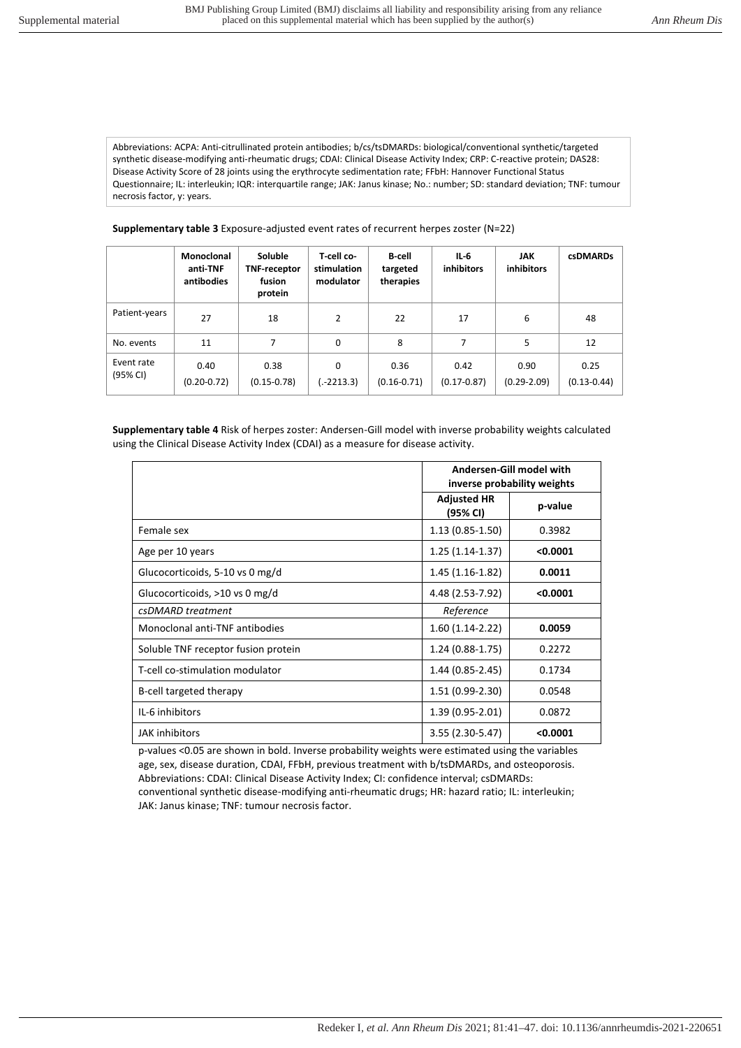Abbreviations: ACPA: Anti-citrullinated protein antibodies; b/cs/tsDMARDs: biological/conventional synthetic/targeted synthetic disease-modifying anti-rheumatic drugs; CDAI: Clinical Disease Activity Index; CRP: C-reactive protein; DAS28: Disease Activity Score of 28 joints using the erythrocyte sedimentation rate; FFbH: Hannover Functional Status Questionnaire; IL: interleukin; IQR: interquartile range; JAK: Janus kinase; No.: number; SD: standard deviation; TNF: tumour necrosis factor, y: years.

**Supplementary table 3** Exposure-adjusted event rates of recurrent herpes zoster (N=22)

| | Monoclonal anti-TNF antibodies | Soluble TNF-receptor fusion protein | T-cell co-stimulation modulator | B-cell targeted therapies | IL-6 inhibitors | JAK inhibitors | csDMARDs |
|---|---|---|---|---|---|---|---|
| Patient-years | 27 | 18 | 2 | 22 | 17 | 6 | 48 |
| No. events | 11 | 7 | 0 | 8 | 7 | 5 | 12 |
| Event rate (95% CI) | 0.40 (0.20-0.72) | 0.38 (0.15-0.78) | 0 (.-2213.3) | 0.36 (0.16-0.71) | 0.42 (0.17-0.87) | 0.90 (0.29-2.09) | 0.25 (0.13-0.44) |

**Supplementary table 4** Risk of herpes zoster: Andersen-Gill model with inverse probability weights calculated using the Clinical Disease Activity Index (CDAI) as a measure for disease activity.

| | Andersen-Gill model with inverse probability weights | |
|---|---|---|
| | **Adjusted HR (95% CI)** | **p-value** |
| Female sex | 1.13 (0.85-1.50) | 0.3982 |
| Age per 10 years | 1.25 (1.14-1.37) | **<0.0001** |
| Glucocorticoids, 5-10 vs 0 mg/d | 1.45 (1.16-1.82) | **0.0011** |
| Glucocorticoids, >10 vs 0 mg/d | 4.48 (2.53-7.92) | **<0.0001** |
| *csDMARD treatment* | *Reference* | |
| Monoclonal anti-TNF antibodies | 1.60 (1.14-2.22) | **0.0059** |
| Soluble TNF receptor fusion protein | 1.24 (0.88-1.75) | 0.2272 |
| T-cell co-stimulation modulator | 1.44 (0.85-2.45) | 0.1734 |
| B-cell targeted therapy | 1.51 (0.99-2.30) | 0.0548 |
| IL-6 inhibitors | 1.39 (0.95-2.01) | 0.0872 |
| JAK inhibitors | 3.55 (2.30-5.47) | **<0.0001** |

p-values <0.05 are shown in bold. Inverse probability weights were estimated using the variables age, sex, disease duration, CDAI, FFbH, previous treatment with b/tsDMARDs, and osteoporosis. Abbreviations: CDAI: Clinical Disease Activity Index; CI: confidence interval; csDMARDs: conventional synthetic disease-modifying anti-rheumatic drugs; HR: hazard ratio; IL: interleukin; JAK: Janus kinase; TNF: tumour necrosis factor.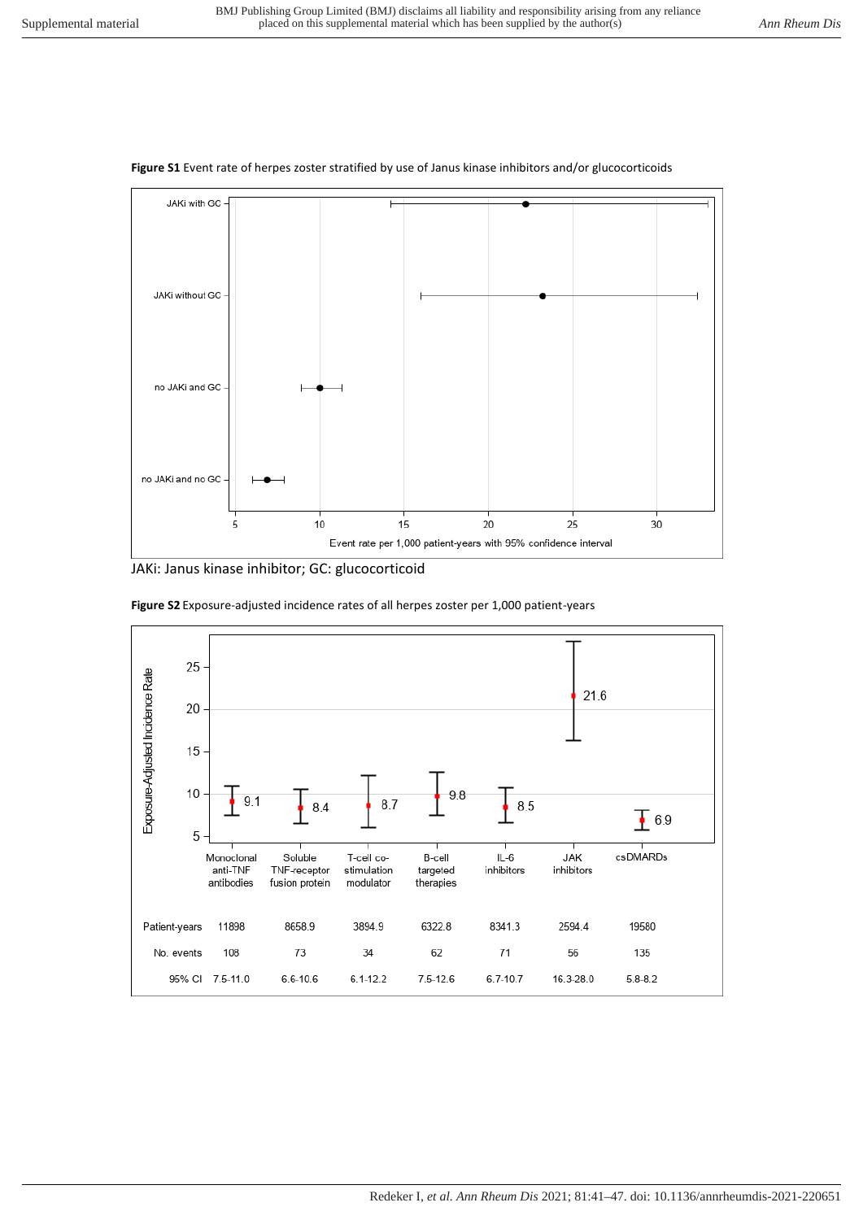**Figure S1** Event rate of herpes zoster stratified by use of Janus kinase inhibitors and/or glucocorticoids

JAKi: Janus kinase inhibitor; GC: glucocorticoid

**Figure S2** Exposure-adjusted incidence rates of all herpes zoster per 1,000 patient-years

| | Monoclonal anti-TNF antibodies | Soluble TNF-receptor fusion protein | T-cell co-stimulation modulator | B-cell targeted therapies | IL-6 inhibitors | JAK inhibitors | csDMARDs |
|---|---|---|---|---|---|---|---|
| Exposure-Adjusted Incidence Rate | 9.1 | 8.4 | 8.7 | 9.8 | 8.5 | 21.6 | 6.9 |
| Patient-years | 11898 | 8658.9 | 3894.9 | 6322.8 | 8341.3 | 2594.4 | 19580 |
| No. events | 108 | 73 | 34 | 62 | 71 | 56 | 135 |
| 95% CI | 7.5-11.0 | 6.6-10.6 | 6.1-12.2 | 7.5-12.6 | 6.7-10.7 | 16.3-28.0 | 5.8-8.2 |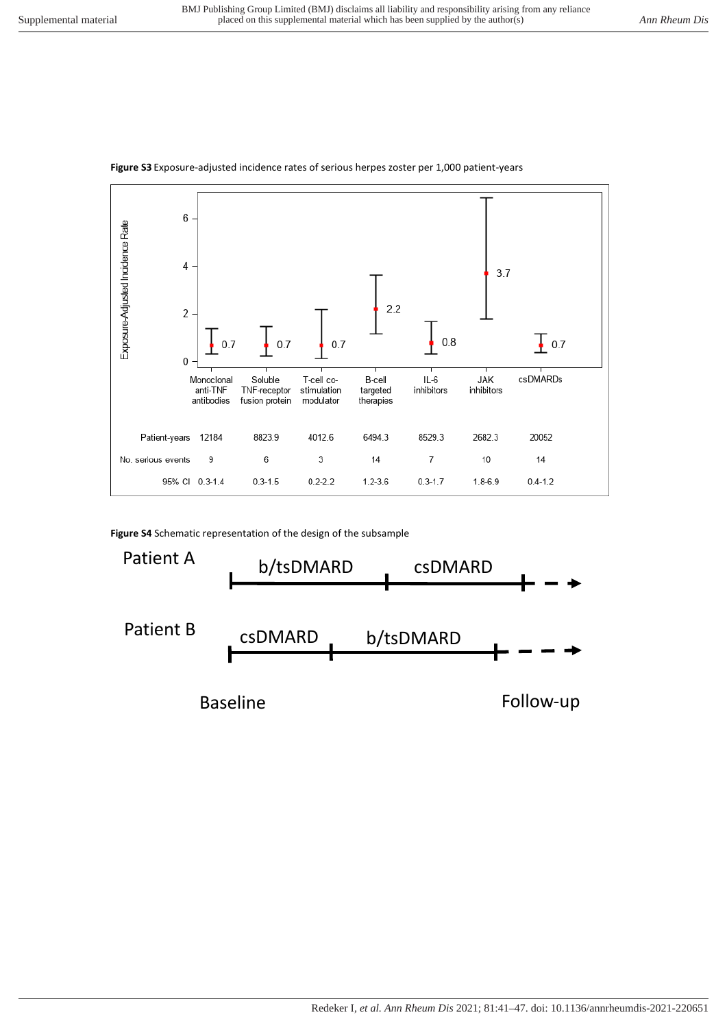**Figure S3** Exposure-adjusted incidence rates of serious herpes zoster per 1,000 patient-years

| | Monoclonal anti-TNF antibodies | Soluble TNF-receptor fusion protein | T-cell co-stimulation modulator | B-cell targeted therapies | IL-6 inhibitors | JAK inhibitors | csDMARDs |
|---|---|---|---|---|---|---|---|
| Exposure-Adjusted Incidence Rate | 0.7 | 0.7 | 0.7 | 2.2 | 0.8 | 3.7 | 0.7 |
| Patient-years | 12184 | 8823.9 | 4012.6 | 6494.3 | 8529.3 | 2682.3 | 20052 |
| No. serious events | 9 | 6 | 3 | 14 | 7 | 10 | 14 |
| 95% CI | 0.3-1.4 | 0.3-1.5 | 0.2-2.2 | 1.2-3.6 | 0.3-1.7 | 1.8-6.9 | 0.4-1.2 |

**Figure S4** Schematic representation of the design of the subsample

Patient A: b/tsDMARD → csDMARD

Patient B: csDMARD → b/tsDMARD

Baseline — Follow-up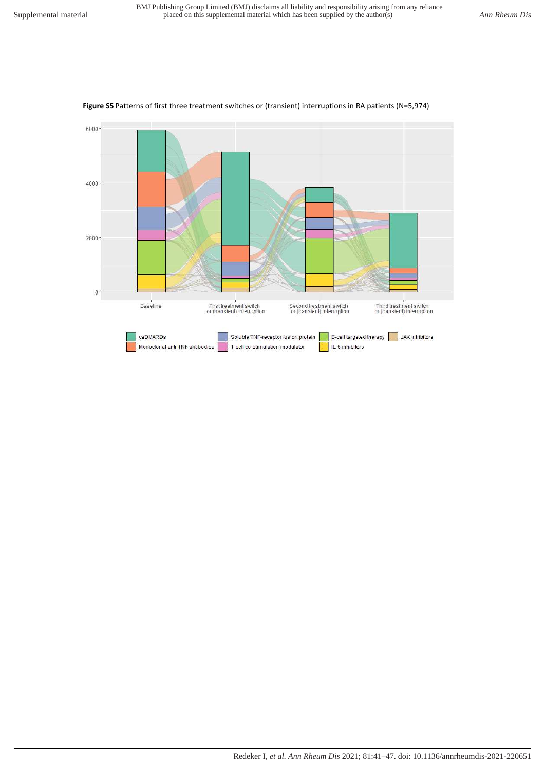**Figure S5** Patterns of first three treatment switches or (transient) interruptions in RA patients (N=5,974)

6000

4000

2000

0

Baseline

First treatment switch or (transient) interruption

Second treatment switch or (transient) interruption

Third treatment switch or (transient) interruption

csDMARDs

Monoclonal anti-TNF antibodies

Soluble TNF-receptor fusion protein

T-cell co-stimulation modulator

B-cell targeted therapy

IL-6 inhibitors

JAK inhibitors